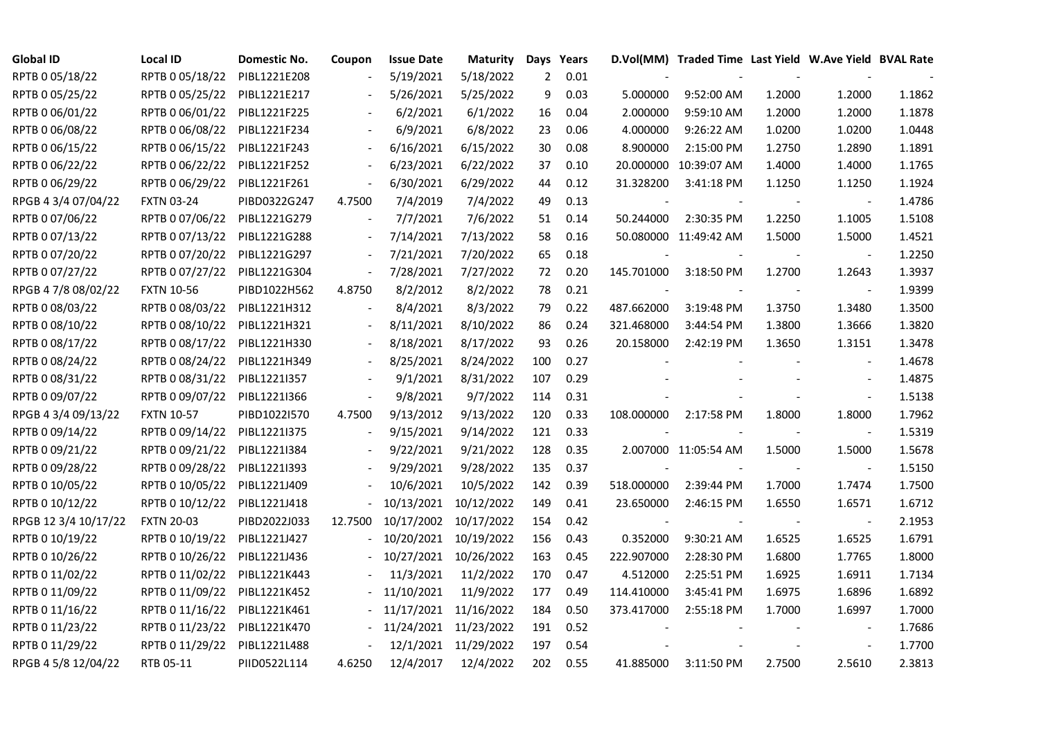| Global ID | Local ID | Domestic No. | Coupon | Issue Date | Maturity | Days | Years | D.Vol(MM) | Traded Time | Last Yield | W.Ave Yield | BVAL Rate |
|---|---|---|---|---|---|---|---|---|---|---|---|---|
| RPTB 0 05/18/22 | RPTB 0 05/18/22 | PIBL1221E208 | - | 5/19/2021 | 5/18/2022 | 2 | 0.01 | - | - | - | - | - |
| RPTB 0 05/25/22 | RPTB 0 05/25/22 | PIBL1221E217 | - | 5/26/2021 | 5/25/2022 | 9 | 0.03 | 5.000000 | 9:52:00 AM | 1.2000 | 1.2000 | 1.1862 |
| RPTB 0 06/01/22 | RPTB 0 06/01/22 | PIBL1221F225 | - | 6/2/2021 | 6/1/2022 | 16 | 0.04 | 2.000000 | 9:59:10 AM | 1.2000 | 1.2000 | 1.1878 |
| RPTB 0 06/08/22 | RPTB 0 06/08/22 | PIBL1221F234 | - | 6/9/2021 | 6/8/2022 | 23 | 0.06 | 4.000000 | 9:26:22 AM | 1.0200 | 1.0200 | 1.0448 |
| RPTB 0 06/15/22 | RPTB 0 06/15/22 | PIBL1221F243 | - | 6/16/2021 | 6/15/2022 | 30 | 0.08 | 8.900000 | 2:15:00 PM | 1.2750 | 1.2890 | 1.1891 |
| RPTB 0 06/22/22 | RPTB 0 06/22/22 | PIBL1221F252 | - | 6/23/2021 | 6/22/2022 | 37 | 0.10 | 20.000000 | 10:39:07 AM | 1.4000 | 1.4000 | 1.1765 |
| RPTB 0 06/29/22 | RPTB 0 06/29/22 | PIBL1221F261 | - | 6/30/2021 | 6/29/2022 | 44 | 0.12 | 31.328200 | 3:41:18 PM | 1.1250 | 1.1250 | 1.1924 |
| RPGB 4 3/4 07/04/22 | FXTN 03-24 | PIBD0322G247 | 4.7500 | 7/4/2019 | 7/4/2022 | 49 | 0.13 | - | - | - | - | 1.4786 |
| RPTB 0 07/06/22 | RPTB 0 07/06/22 | PIBL1221G279 | - | 7/7/2021 | 7/6/2022 | 51 | 0.14 | 50.244000 | 2:30:35 PM | 1.2250 | 1.1005 | 1.5108 |
| RPTB 0 07/13/22 | RPTB 0 07/13/22 | PIBL1221G288 | - | 7/14/2021 | 7/13/2022 | 58 | 0.16 | 50.080000 | 11:49:42 AM | 1.5000 | 1.5000 | 1.4521 |
| RPTB 0 07/20/22 | RPTB 0 07/20/22 | PIBL1221G297 | - | 7/21/2021 | 7/20/2022 | 65 | 0.18 | - | - | - | - | 1.2250 |
| RPTB 0 07/27/22 | RPTB 0 07/27/22 | PIBL1221G304 | - | 7/28/2021 | 7/27/2022 | 72 | 0.20 | 145.701000 | 3:18:50 PM | 1.2700 | 1.2643 | 1.3937 |
| RPGB 4 7/8 08/02/22 | FXTN 10-56 | PIBD1022H562 | 4.8750 | 8/2/2012 | 8/2/2022 | 78 | 0.21 | - | - | - | - | 1.9399 |
| RPTB 0 08/03/22 | RPTB 0 08/03/22 | PIBL1221H312 | - | 8/4/2021 | 8/3/2022 | 79 | 0.22 | 487.662000 | 3:19:48 PM | 1.3750 | 1.3480 | 1.3500 |
| RPTB 0 08/10/22 | RPTB 0 08/10/22 | PIBL1221H321 | - | 8/11/2021 | 8/10/2022 | 86 | 0.24 | 321.468000 | 3:44:54 PM | 1.3800 | 1.3666 | 1.3820 |
| RPTB 0 08/17/22 | RPTB 0 08/17/22 | PIBL1221H330 | - | 8/18/2021 | 8/17/2022 | 93 | 0.26 | 20.158000 | 2:42:19 PM | 1.3650 | 1.3151 | 1.3478 |
| RPTB 0 08/24/22 | RPTB 0 08/24/22 | PIBL1221H349 | - | 8/25/2021 | 8/24/2022 | 100 | 0.27 | - | - | - | - | 1.4678 |
| RPTB 0 08/31/22 | RPTB 0 08/31/22 | PIBL1221I357 | - | 9/1/2021 | 8/31/2022 | 107 | 0.29 | - | - | - | - | 1.4875 |
| RPTB 0 09/07/22 | RPTB 0 09/07/22 | PIBL1221I366 | - | 9/8/2021 | 9/7/2022 | 114 | 0.31 | - | - | - | - | 1.5138 |
| RPGB 4 3/4 09/13/22 | FXTN 10-57 | PIBD1022I570 | 4.7500 | 9/13/2012 | 9/13/2022 | 120 | 0.33 | 108.000000 | 2:17:58 PM | 1.8000 | 1.8000 | 1.7962 |
| RPTB 0 09/14/22 | RPTB 0 09/14/22 | PIBL1221I375 | - | 9/15/2021 | 9/14/2022 | 121 | 0.33 | - | - | - | - | 1.5319 |
| RPTB 0 09/21/22 | RPTB 0 09/21/22 | PIBL1221I384 | - | 9/22/2021 | 9/21/2022 | 128 | 0.35 | 2.007000 | 11:05:54 AM | 1.5000 | 1.5000 | 1.5678 |
| RPTB 0 09/28/22 | RPTB 0 09/28/22 | PIBL1221I393 | - | 9/29/2021 | 9/28/2022 | 135 | 0.37 | - | - | - | - | 1.5150 |
| RPTB 0 10/05/22 | RPTB 0 10/05/22 | PIBL1221J409 | - | 10/6/2021 | 10/5/2022 | 142 | 0.39 | 518.000000 | 2:39:44 PM | 1.7000 | 1.7474 | 1.7500 |
| RPTB 0 10/12/22 | RPTB 0 10/12/22 | PIBL1221J418 | - | 10/13/2021 | 10/12/2022 | 149 | 0.41 | 23.650000 | 2:46:15 PM | 1.6550 | 1.6571 | 1.6712 |
| RPGB 12 3/4 10/17/22 | FXTN 20-03 | PIBD2022J033 | 12.7500 | 10/17/2002 | 10/17/2022 | 154 | 0.42 | - | - | - | - | 2.1953 |
| RPTB 0 10/19/22 | RPTB 0 10/19/22 | PIBL1221J427 | - | 10/20/2021 | 10/19/2022 | 156 | 0.43 | 0.352000 | 9:30:21 AM | 1.6525 | 1.6525 | 1.6791 |
| RPTB 0 10/26/22 | RPTB 0 10/26/22 | PIBL1221J436 | - | 10/27/2021 | 10/26/2022 | 163 | 0.45 | 222.907000 | 2:28:30 PM | 1.6800 | 1.7765 | 1.8000 |
| RPTB 0 11/02/22 | RPTB 0 11/02/22 | PIBL1221K443 | - | 11/3/2021 | 11/2/2022 | 170 | 0.47 | 4.512000 | 2:25:51 PM | 1.6925 | 1.6911 | 1.7134 |
| RPTB 0 11/09/22 | RPTB 0 11/09/22 | PIBL1221K452 | - | 11/10/2021 | 11/9/2022 | 177 | 0.49 | 114.410000 | 3:45:41 PM | 1.6975 | 1.6896 | 1.6892 |
| RPTB 0 11/16/22 | RPTB 0 11/16/22 | PIBL1221K461 | - | 11/17/2021 | 11/16/2022 | 184 | 0.50 | 373.417000 | 2:55:18 PM | 1.7000 | 1.6997 | 1.7000 |
| RPTB 0 11/23/22 | RPTB 0 11/23/22 | PIBL1221K470 | - | 11/24/2021 | 11/23/2022 | 191 | 0.52 | - | - | - | - | 1.7686 |
| RPTB 0 11/29/22 | RPTB 0 11/29/22 | PIBL1221L488 | - | 12/1/2021 | 11/29/2022 | 197 | 0.54 | - | - | - | - | 1.7700 |
| RPGB 4 5/8 12/04/22 | RTB 05-11 | PIID0522L114 | 4.6250 | 12/4/2017 | 12/4/2022 | 202 | 0.55 | 41.885000 | 3:11:50 PM | 2.7500 | 2.5610 | 2.3813 |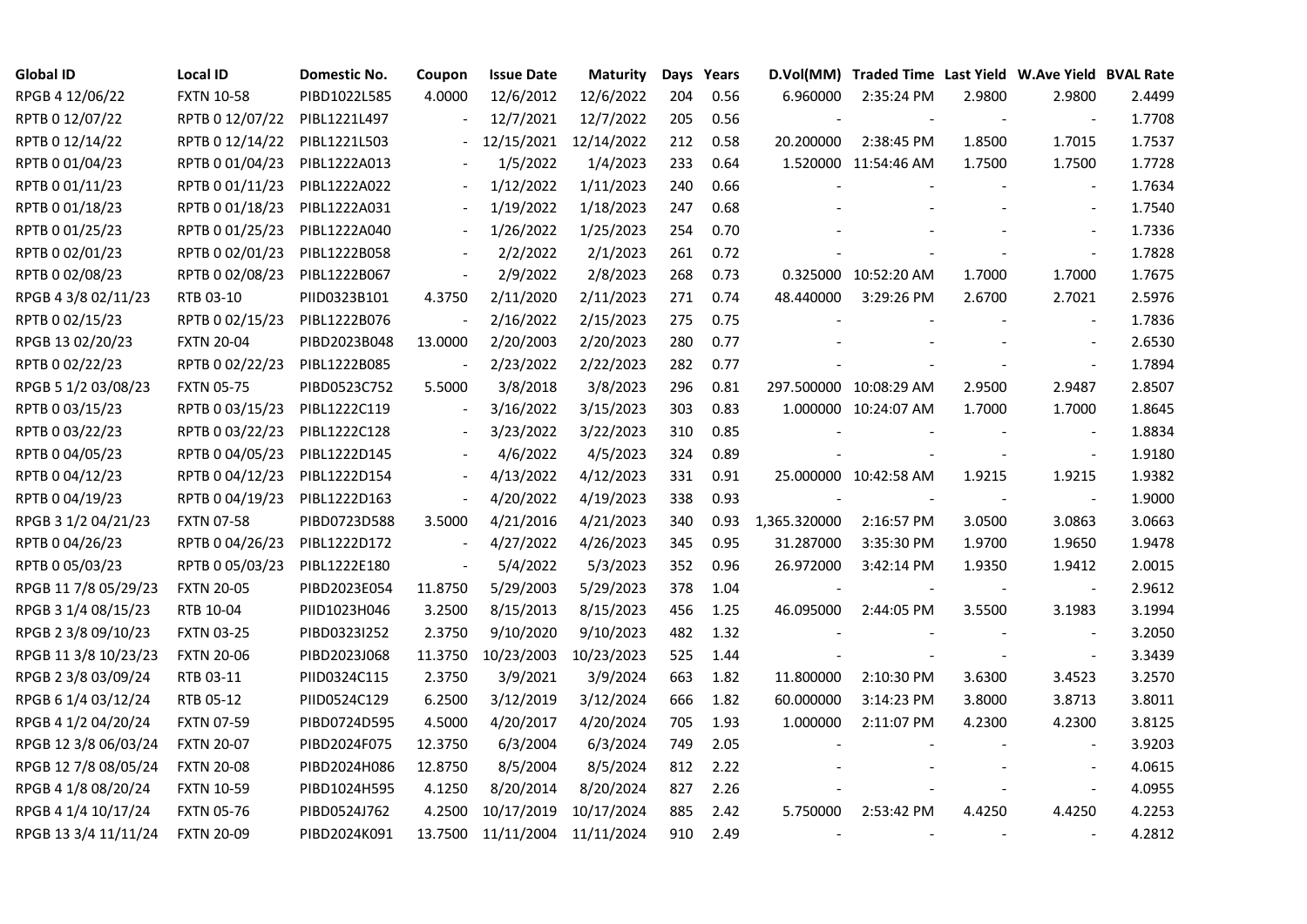| Global ID | Local ID | Domestic No. | Coupon | Issue Date | Maturity | Days | Years | D.Vol(MM) | Traded Time | Last Yield | W.Ave Yield | BVAL Rate |
|---|---|---|---|---|---|---|---|---|---|---|---|---|
| RPGB 4 12/06/22 | FXTN 10-58 | PIBD1022L585 | 4.0000 | 12/6/2012 | 12/6/2022 | 204 | 0.56 | 6.960000 | 2:35:24 PM | 2.9800 | 2.9800 | 2.4499 |
| RPTB 0 12/07/22 | RPTB 0 12/07/22 | PIBL1221L497 | - | 12/7/2021 | 12/7/2022 | 205 | 0.56 | - | - | - | - | 1.7708 |
| RPTB 0 12/14/22 | RPTB 0 12/14/22 | PIBL1221L503 | - | 12/15/2021 | 12/14/2022 | 212 | 0.58 | 20.200000 | 2:38:45 PM | 1.8500 | 1.7015 | 1.7537 |
| RPTB 0 01/04/23 | RPTB 0 01/04/23 | PIBL1222A013 | - | 1/5/2022 | 1/4/2023 | 233 | 0.64 | 1.520000 | 11:54:46 AM | 1.7500 | 1.7500 | 1.7728 |
| RPTB 0 01/11/23 | RPTB 0 01/11/23 | PIBL1222A022 | - | 1/12/2022 | 1/11/2023 | 240 | 0.66 | - | - | - | - | 1.7634 |
| RPTB 0 01/18/23 | RPTB 0 01/18/23 | PIBL1222A031 | - | 1/19/2022 | 1/18/2023 | 247 | 0.68 | - | - | - | - | 1.7540 |
| RPTB 0 01/25/23 | RPTB 0 01/25/23 | PIBL1222A040 | - | 1/26/2022 | 1/25/2023 | 254 | 0.70 | - | - | - | - | 1.7336 |
| RPTB 0 02/01/23 | RPTB 0 02/01/23 | PIBL1222B058 | - | 2/2/2022 | 2/1/2023 | 261 | 0.72 | - | - | - | - | 1.7828 |
| RPTB 0 02/08/23 | RPTB 0 02/08/23 | PIBL1222B067 | - | 2/9/2022 | 2/8/2023 | 268 | 0.73 | 0.325000 | 10:52:20 AM | 1.7000 | 1.7000 | 1.7675 |
| RPGB 4 3/8 02/11/23 | RTB 03-10 | PIID0323B101 | 4.3750 | 2/11/2020 | 2/11/2023 | 271 | 0.74 | 48.440000 | 3:29:26 PM | 2.6700 | 2.7021 | 2.5976 |
| RPTB 0 02/15/23 | RPTB 0 02/15/23 | PIBL1222B076 | - | 2/16/2022 | 2/15/2023 | 275 | 0.75 | - | - | - | - | 1.7836 |
| RPGB 13 02/20/23 | FXTN 20-04 | PIBD2023B048 | 13.0000 | 2/20/2003 | 2/20/2023 | 280 | 0.77 | - | - | - | - | 2.6530 |
| RPTB 0 02/22/23 | RPTB 0 02/22/23 | PIBL1222B085 | - | 2/23/2022 | 2/22/2023 | 282 | 0.77 | - | - | - | - | 1.7894 |
| RPGB 5 1/2 03/08/23 | FXTN 05-75 | PIBD0523C752 | 5.5000 | 3/8/2018 | 3/8/2023 | 296 | 0.81 | 297.500000 | 10:08:29 AM | 2.9500 | 2.9487 | 2.8507 |
| RPTB 0 03/15/23 | RPTB 0 03/15/23 | PIBL1222C119 | - | 3/16/2022 | 3/15/2023 | 303 | 0.83 | 1.000000 | 10:24:07 AM | 1.7000 | 1.7000 | 1.8645 |
| RPTB 0 03/22/23 | RPTB 0 03/22/23 | PIBL1222C128 | - | 3/23/2022 | 3/22/2023 | 310 | 0.85 | - | - | - | - | 1.8834 |
| RPTB 0 04/05/23 | RPTB 0 04/05/23 | PIBL1222D145 | - | 4/6/2022 | 4/5/2023 | 324 | 0.89 | - | - | - | - | 1.9180 |
| RPTB 0 04/12/23 | RPTB 0 04/12/23 | PIBL1222D154 | - | 4/13/2022 | 4/12/2023 | 331 | 0.91 | 25.000000 | 10:42:58 AM | 1.9215 | 1.9215 | 1.9382 |
| RPTB 0 04/19/23 | RPTB 0 04/19/23 | PIBL1222D163 | - | 4/20/2022 | 4/19/2023 | 338 | 0.93 | - | - | - | - | 1.9000 |
| RPGB 3 1/2 04/21/23 | FXTN 07-58 | PIBD0723D588 | 3.5000 | 4/21/2016 | 4/21/2023 | 340 | 0.93 | 1,365.320000 | 2:16:57 PM | 3.0500 | 3.0863 | 3.0663 |
| RPTB 0 04/26/23 | RPTB 0 04/26/23 | PIBL1222D172 | - | 4/27/2022 | 4/26/2023 | 345 | 0.95 | 31.287000 | 3:35:30 PM | 1.9700 | 1.9650 | 1.9478 |
| RPTB 0 05/03/23 | RPTB 0 05/03/23 | PIBL1222E180 | - | 5/4/2022 | 5/3/2023 | 352 | 0.96 | 26.972000 | 3:42:14 PM | 1.9350 | 1.9412 | 2.0015 |
| RPGB 11 7/8 05/29/23 | FXTN 20-05 | PIBD2023E054 | 11.8750 | 5/29/2003 | 5/29/2023 | 378 | 1.04 | - | - | - | - | 2.9612 |
| RPGB 3 1/4 08/15/23 | RTB 10-04 | PIID1023H046 | 3.2500 | 8/15/2013 | 8/15/2023 | 456 | 1.25 | 46.095000 | 2:44:05 PM | 3.5500 | 3.1983 | 3.1994 |
| RPGB 2 3/8 09/10/23 | FXTN 03-25 | PIBD0323I252 | 2.3750 | 9/10/2020 | 9/10/2023 | 482 | 1.32 | - | - | - | - | 3.2050 |
| RPGB 11 3/8 10/23/23 | FXTN 20-06 | PIBD2023J068 | 11.3750 | 10/23/2003 | 10/23/2023 | 525 | 1.44 | - | - | - | - | 3.3439 |
| RPGB 2 3/8 03/09/24 | RTB 03-11 | PIID0324C115 | 2.3750 | 3/9/2021 | 3/9/2024 | 663 | 1.82 | 11.800000 | 2:10:30 PM | 3.6300 | 3.4523 | 3.2570 |
| RPGB 6 1/4 03/12/24 | RTB 05-12 | PIID0524C129 | 6.2500 | 3/12/2019 | 3/12/2024 | 666 | 1.82 | 60.000000 | 3:14:23 PM | 3.8000 | 3.8713 | 3.8011 |
| RPGB 4 1/2 04/20/24 | FXTN 07-59 | PIBD0724D595 | 4.5000 | 4/20/2017 | 4/20/2024 | 705 | 1.93 | 1.000000 | 2:11:07 PM | 4.2300 | 4.2300 | 3.8125 |
| RPGB 12 3/8 06/03/24 | FXTN 20-07 | PIBD2024F075 | 12.3750 | 6/3/2004 | 6/3/2024 | 749 | 2.05 | - | - | - | - | 3.9203 |
| RPGB 12 7/8 08/05/24 | FXTN 20-08 | PIBD2024H086 | 12.8750 | 8/5/2004 | 8/5/2024 | 812 | 2.22 | - | - | - | - | 4.0615 |
| RPGB 4 1/8 08/20/24 | FXTN 10-59 | PIBD1024H595 | 4.1250 | 8/20/2014 | 8/20/2024 | 827 | 2.26 | - | - | - | - | 4.0955 |
| RPGB 4 1/4 10/17/24 | FXTN 05-76 | PIBD0524J762 | 4.2500 | 10/17/2019 | 10/17/2024 | 885 | 2.42 | 5.750000 | 2:53:42 PM | 4.4250 | 4.4250 | 4.2253 |
| RPGB 13 3/4 11/11/24 | FXTN 20-09 | PIBD2024K091 | 13.7500 | 11/11/2004 | 11/11/2024 | 910 | 2.49 | - | - | - | - | 4.2812 |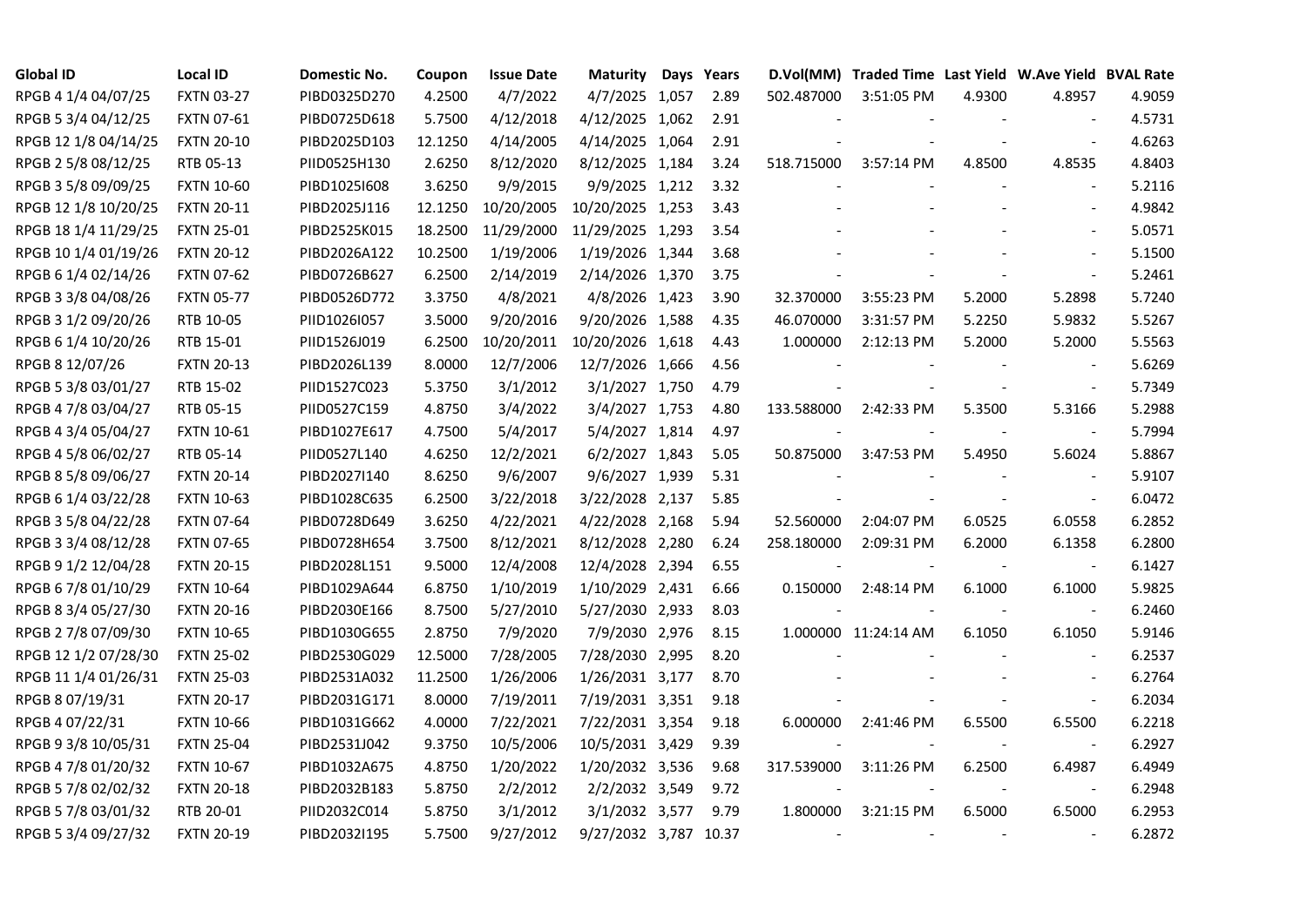| Global ID | Local ID | Domestic No. | Coupon | Issue Date | Maturity | Days | Years | D.Vol(MM) | Traded Time | Last Yield | W.Ave Yield | BVAL Rate |
|---|---|---|---|---|---|---|---|---|---|---|---|---|
| RPGB 4 1/4 04/07/25 | FXTN 03-27 | PIBD0325D270 | 4.2500 | 4/7/2022 | 4/7/2025 | 1,057 | 2.89 | 502.487000 | 3:51:05 PM | 4.9300 | 4.8957 | 4.9059 |
| RPGB 5 3/4 04/12/25 | FXTN 07-61 | PIBD0725D618 | 5.7500 | 4/12/2018 | 4/12/2025 | 1,062 | 2.91 | - | - | - | - | 4.5731 |
| RPGB 12 1/8 04/14/25 | FXTN 20-10 | PIBD2025D103 | 12.1250 | 4/14/2005 | 4/14/2025 | 1,064 | 2.91 | - | - | - | - | 4.6263 |
| RPGB 2 5/8 08/12/25 | RTB 05-13 | PIID0525H130 | 2.6250 | 8/12/2020 | 8/12/2025 | 1,184 | 3.24 | 518.715000 | 3:57:14 PM | 4.8500 | 4.8535 | 4.8403 |
| RPGB 3 5/8 09/09/25 | FXTN 10-60 | PIBD1025I608 | 3.6250 | 9/9/2015 | 9/9/2025 | 1,212 | 3.32 | - | - | - | - | 5.2116 |
| RPGB 12 1/8 10/20/25 | FXTN 20-11 | PIBD2025J116 | 12.1250 | 10/20/2005 | 10/20/2025 | 1,253 | 3.43 | - | - | - | - | 4.9842 |
| RPGB 18 1/4 11/29/25 | FXTN 25-01 | PIBD2525K015 | 18.2500 | 11/29/2000 | 11/29/2025 | 1,293 | 3.54 | - | - | - | - | 5.0571 |
| RPGB 10 1/4 01/19/26 | FXTN 20-12 | PIBD2026A122 | 10.2500 | 1/19/2006 | 1/19/2026 | 1,344 | 3.68 | - | - | - | - | 5.1500 |
| RPGB 6 1/4 02/14/26 | FXTN 07-62 | PIBD0726B627 | 6.2500 | 2/14/2019 | 2/14/2026 | 1,370 | 3.75 | - | - | - | - | 5.2461 |
| RPGB 3 3/8 04/08/26 | FXTN 05-77 | PIBD0526D772 | 3.3750 | 4/8/2021 | 4/8/2026 | 1,423 | 3.90 | 32.370000 | 3:55:23 PM | 5.2000 | 5.2898 | 5.7240 |
| RPGB 3 1/2 09/20/26 | RTB 10-05 | PIID1026I057 | 3.5000 | 9/20/2016 | 9/20/2026 | 1,588 | 4.35 | 46.070000 | 3:31:57 PM | 5.2250 | 5.9832 | 5.5267 |
| RPGB 6 1/4 10/20/26 | RTB 15-01 | PIID1526J019 | 6.2500 | 10/20/2011 | 10/20/2026 | 1,618 | 4.43 | 1.000000 | 2:12:13 PM | 5.2000 | 5.2000 | 5.5563 |
| RPGB 8 12/07/26 | FXTN 20-13 | PIBD2026L139 | 8.0000 | 12/7/2006 | 12/7/2026 | 1,666 | 4.56 | - | - | - | - | 5.6269 |
| RPGB 5 3/8 03/01/27 | RTB 15-02 | PIID1527C023 | 5.3750 | 3/1/2012 | 3/1/2027 | 1,750 | 4.79 | - | - | - | - | 5.7349 |
| RPGB 4 7/8 03/04/27 | RTB 05-15 | PIID0527C159 | 4.8750 | 3/4/2022 | 3/4/2027 | 1,753 | 4.80 | 133.588000 | 2:42:33 PM | 5.3500 | 5.3166 | 5.2988 |
| RPGB 4 3/4 05/04/27 | FXTN 10-61 | PIBD1027E617 | 4.7500 | 5/4/2017 | 5/4/2027 | 1,814 | 4.97 | - | - | - | - | 5.7994 |
| RPGB 4 5/8 06/02/27 | RTB 05-14 | PIID0527L140 | 4.6250 | 12/2/2021 | 6/2/2027 | 1,843 | 5.05 | 50.875000 | 3:47:53 PM | 5.4950 | 5.6024 | 5.8867 |
| RPGB 8 5/8 09/06/27 | FXTN 20-14 | PIBD2027I140 | 8.6250 | 9/6/2007 | 9/6/2027 | 1,939 | 5.31 | - | - | - | - | 5.9107 |
| RPGB 6 1/4 03/22/28 | FXTN 10-63 | PIBD1028C635 | 6.2500 | 3/22/2018 | 3/22/2028 | 2,137 | 5.85 | - | - | - | - | 6.0472 |
| RPGB 3 5/8 04/22/28 | FXTN 07-64 | PIBD0728D649 | 3.6250 | 4/22/2021 | 4/22/2028 | 2,168 | 5.94 | 52.560000 | 2:04:07 PM | 6.0525 | 6.0558 | 6.2852 |
| RPGB 3 3/4 08/12/28 | FXTN 07-65 | PIBD0728H654 | 3.7500 | 8/12/2021 | 8/12/2028 | 2,280 | 6.24 | 258.180000 | 2:09:31 PM | 6.2000 | 6.1358 | 6.2800 |
| RPGB 9 1/2 12/04/28 | FXTN 20-15 | PIBD2028L151 | 9.5000 | 12/4/2008 | 12/4/2028 | 2,394 | 6.55 | - | - | - | - | 6.1427 |
| RPGB 6 7/8 01/10/29 | FXTN 10-64 | PIBD1029A644 | 6.8750 | 1/10/2019 | 1/10/2029 | 2,431 | 6.66 | 0.150000 | 2:48:14 PM | 6.1000 | 6.1000 | 5.9825 |
| RPGB 8 3/4 05/27/30 | FXTN 20-16 | PIBD2030E166 | 8.7500 | 5/27/2010 | 5/27/2030 | 2,933 | 8.03 | - | - | - | - | 6.2460 |
| RPGB 2 7/8 07/09/30 | FXTN 10-65 | PIBD1030G655 | 2.8750 | 7/9/2020 | 7/9/2030 | 2,976 | 8.15 | 1.000000 | 11:24:14 AM | 6.1050 | 6.1050 | 5.9146 |
| RPGB 12 1/2 07/28/30 | FXTN 25-02 | PIBD2530G029 | 12.5000 | 7/28/2005 | 7/28/2030 | 2,995 | 8.20 | - | - | - | - | 6.2537 |
| RPGB 11 1/4 01/26/31 | FXTN 25-03 | PIBD2531A032 | 11.2500 | 1/26/2006 | 1/26/2031 | 3,177 | 8.70 | - | - | - | - | 6.2764 |
| RPGB 8 07/19/31 | FXTN 20-17 | PIBD2031G171 | 8.0000 | 7/19/2011 | 7/19/2031 | 3,351 | 9.18 | - | - | - | - | 6.2034 |
| RPGB 4 07/22/31 | FXTN 10-66 | PIBD1031G662 | 4.0000 | 7/22/2021 | 7/22/2031 | 3,354 | 9.18 | 6.000000 | 2:41:46 PM | 6.5500 | 6.5500 | 6.2218 |
| RPGB 9 3/8 10/05/31 | FXTN 25-04 | PIBD2531J042 | 9.3750 | 10/5/2006 | 10/5/2031 | 3,429 | 9.39 | - | - | - | - | 6.2927 |
| RPGB 4 7/8 01/20/32 | FXTN 10-67 | PIBD1032A675 | 4.8750 | 1/20/2022 | 1/20/2032 | 3,536 | 9.68 | 317.539000 | 3:11:26 PM | 6.2500 | 6.4987 | 6.4949 |
| RPGB 5 7/8 02/02/32 | FXTN 20-18 | PIBD2032B183 | 5.8750 | 2/2/2012 | 2/2/2032 | 3,549 | 9.72 | - | - | - | - | 6.2948 |
| RPGB 5 7/8 03/01/32 | RTB 20-01 | PIID2032C014 | 5.8750 | 3/1/2012 | 3/1/2032 | 3,577 | 9.79 | 1.800000 | 3:21:15 PM | 6.5000 | 6.5000 | 6.2953 |
| RPGB 5 3/4 09/27/32 | FXTN 20-19 | PIBD2032I195 | 5.7500 | 9/27/2012 | 9/27/2032 | 3,787 | 10.37 | - | - | - | - | 6.2872 |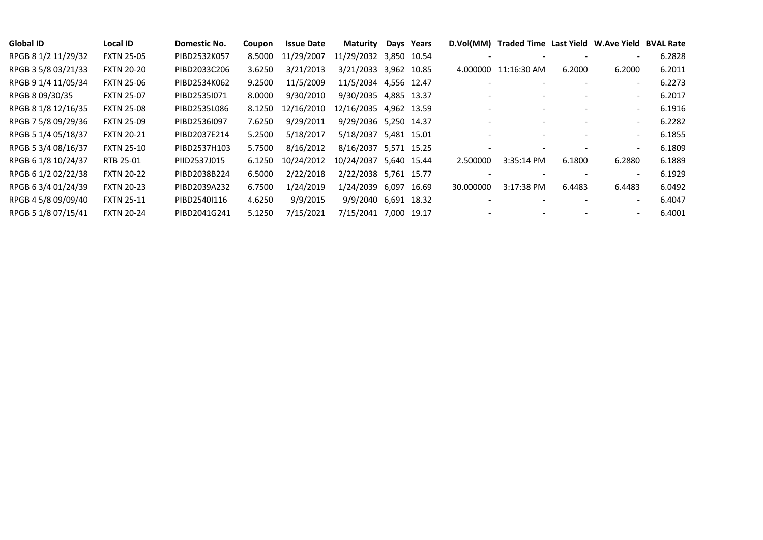| Global ID | Local ID | Domestic No. | Coupon | Issue Date | Maturity | Days | Years | D.Vol(MM) | Traded Time | Last Yield | W.Ave Yield | BVAL Rate |
|---|---|---|---|---|---|---|---|---|---|---|---|---|
| RPGB 8 1/2 11/29/32 | FXTN 25-05 | PIBD2532K057 | 8.5000 | 11/29/2007 | 11/29/2032 | 3,850 | 10.54 | - | - | - | - | 6.2828 |
| RPGB 3 5/8 03/21/33 | FXTN 20-20 | PIBD2033C206 | 3.6250 | 3/21/2013 | 3/21/2033 | 3,962 | 10.85 | 4.000000 | 11:16:30 AM | 6.2000 | 6.2000 | 6.2011 |
| RPGB 9 1/4 11/05/34 | FXTN 25-06 | PIBD2534K062 | 9.2500 | 11/5/2009 | 11/5/2034 | 4,556 | 12.47 | - | - | - | - | 6.2273 |
| RPGB 8 09/30/35 | FXTN 25-07 | PIBD2535I071 | 8.0000 | 9/30/2010 | 9/30/2035 | 4,885 | 13.37 | - | - | - | - | 6.2017 |
| RPGB 8 1/8 12/16/35 | FXTN 25-08 | PIBD2535L086 | 8.1250 | 12/16/2010 | 12/16/2035 | 4,962 | 13.59 | - | - | - | - | 6.1916 |
| RPGB 7 5/8 09/29/36 | FXTN 25-09 | PIBD2536I097 | 7.6250 | 9/29/2011 | 9/29/2036 | 5,250 | 14.37 | - | - | - | - | 6.2282 |
| RPGB 5 1/4 05/18/37 | FXTN 20-21 | PIBD2037E214 | 5.2500 | 5/18/2017 | 5/18/2037 | 5,481 | 15.01 | - | - | - | - | 6.1855 |
| RPGB 5 3/4 08/16/37 | FXTN 25-10 | PIBD2537H103 | 5.7500 | 8/16/2012 | 8/16/2037 | 5,571 | 15.25 | - | - | - | - | 6.1809 |
| RPGB 6 1/8 10/24/37 | RTB 25-01 | PIID2537J015 | 6.1250 | 10/24/2012 | 10/24/2037 | 5,640 | 15.44 | 2.500000 | 3:35:14 PM | 6.1800 | 6.2880 | 6.1889 |
| RPGB 6 1/2 02/22/38 | FXTN 20-22 | PIBD2038B224 | 6.5000 | 2/22/2018 | 2/22/2038 | 5,761 | 15.77 | - | - | - | - | 6.1929 |
| RPGB 6 3/4 01/24/39 | FXTN 20-23 | PIBD2039A232 | 6.7500 | 1/24/2019 | 1/24/2039 | 6,097 | 16.69 | 30.000000 | 3:17:38 PM | 6.4483 | 6.4483 | 6.0492 |
| RPGB 4 5/8 09/09/40 | FXTN 25-11 | PIBD2540I116 | 4.6250 | 9/9/2015 | 9/9/2040 | 6,691 | 18.32 | - | - | - | - | 6.4047 |
| RPGB 5 1/8 07/15/41 | FXTN 20-24 | PIBD2041G241 | 5.1250 | 7/15/2021 | 7/15/2041 | 7,000 | 19.17 | - | - | - | - | 6.4001 |